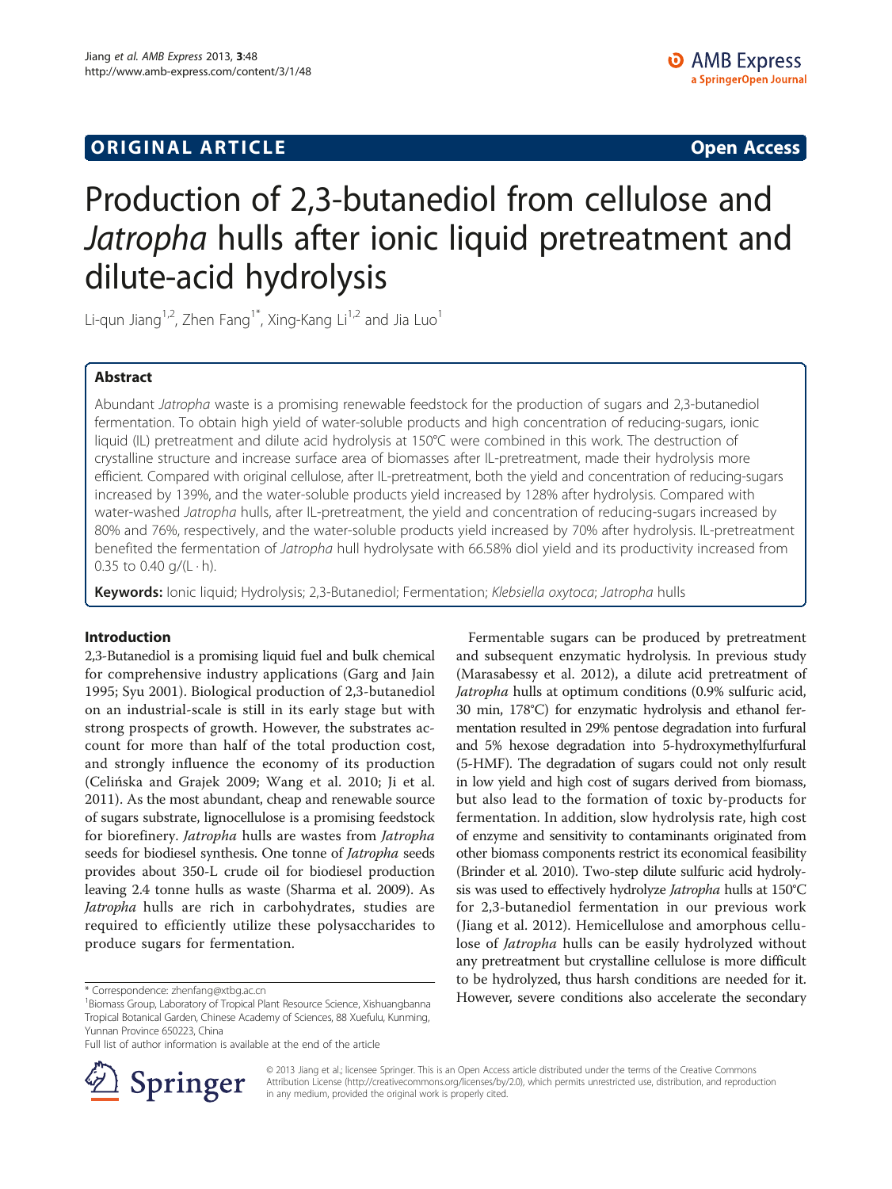**ORIGINAL ARTICLE** **Open Access**

# Production of 2,3-butanediol from cellulose and *Jatropha* hulls after ionic liquid pretreatment and dilute-acid hydrolysis

Li-qun Jiang[1,2], Zhen Fang[1*], Xing-Kang Li[1,2] and Jia Luo[1]

## Abstract

Abundant *Jatropha* waste is a promising renewable feedstock for the production of sugars and 2,3-butanediol fermentation. To obtain high yield of water-soluble products and high concentration of reducing-sugars, ionic liquid (IL) pretreatment and dilute acid hydrolysis at 150°C were combined in this work. The destruction of crystalline structure and increase surface area of biomasses after IL-pretreatment, made their hydrolysis more efficient. Compared with original cellulose, after IL-pretreatment, both the yield and concentration of reducing-sugars increased by 139%, and the water-soluble products yield increased by 128% after hydrolysis. Compared with water-washed *Jatropha* hulls, after IL-pretreatment, the yield and concentration of reducing-sugars increased by 80% and 76%, respectively, and the water-soluble products yield increased by 70% after hydrolysis. IL-pretreatment benefited the fermentation of *Jatropha* hull hydrolysate with 66.58% diol yield and its productivity increased from 0.35 to 0.40 g/(L · h).

**Keywords:** Ionic liquid; Hydrolysis; 2,3-Butanediol; Fermentation; *Klebsiella oxytoca*; *Jatropha* hulls

## Introduction

2,3-Butanediol is a promising liquid fuel and bulk chemical for comprehensive industry applications (Garg and Jain 1995; Syu 2001). Biological production of 2,3-butanediol on an industrial-scale is still in its early stage but with strong prospects of growth. However, the substrates account for more than half of the total production cost, and strongly influence the economy of its production (Celińska and Grajek 2009; Wang et al. 2010; Ji et al. 2011). As the most abundant, cheap and renewable source of sugars substrate, lignocellulose is a promising feedstock for biorefinery. *Jatropha* hulls are wastes from *Jatropha* seeds for biodiesel synthesis. One tonne of *Jatropha* seeds provides about 350-L crude oil for biodiesel production leaving 2.4 tonne hulls as waste (Sharma et al. 2009). As *Jatropha* hulls are rich in carbohydrates, studies are required to efficiently utilize these polysaccharides to produce sugars for fermentation.

Fermentable sugars can be produced by pretreatment and subsequent enzymatic hydrolysis. In previous study (Marasabessy et al. 2012), a dilute acid pretreatment of *Jatropha* hulls at optimum conditions (0.9% sulfuric acid, 30 min, 178°C) for enzymatic hydrolysis and ethanol fermentation resulted in 29% pentose degradation into furfural and 5% hexose degradation into 5-hydroxymethylfurfural (5-HMF). The degradation of sugars could not only result in low yield and high cost of sugars derived from biomass, but also lead to the formation of toxic by-products for fermentation. In addition, slow hydrolysis rate, high cost of enzyme and sensitivity to contaminants originated from other biomass components restrict its economical feasibility (Brinder et al. 2010). Two-step dilute sulfuric acid hydrolysis was used to effectively hydrolyze *Jatropha* hulls at 150°C for 2,3-butanediol fermentation in our previous work (Jiang et al. 2012). Hemicellulose and amorphous cellulose of *Jatropha* hulls can be easily hydrolyzed without any pretreatment but crystalline cellulose is more difficult to be hydrolyzed, thus harsh conditions are needed for it. However, severe conditions also accelerate the secondary

\* Correspondence: zhenfang@xtbg.ac.cn
[1]Biomass Group, Laboratory of Tropical Plant Resource Science, Xishuangbanna Tropical Botanical Garden, Chinese Academy of Sciences, 88 Xuefulu, Kunming, Yunnan Province 650223, China
Full list of author information is available at the end of the article

© 2013 Jiang et al.; licensee Springer. This is an Open Access article distributed under the terms of the Creative Commons Attribution License (http://creativecommons.org/licenses/by/2.0), which permits unrestricted use, distribution, and reproduction in any medium, provided the original work is properly cited.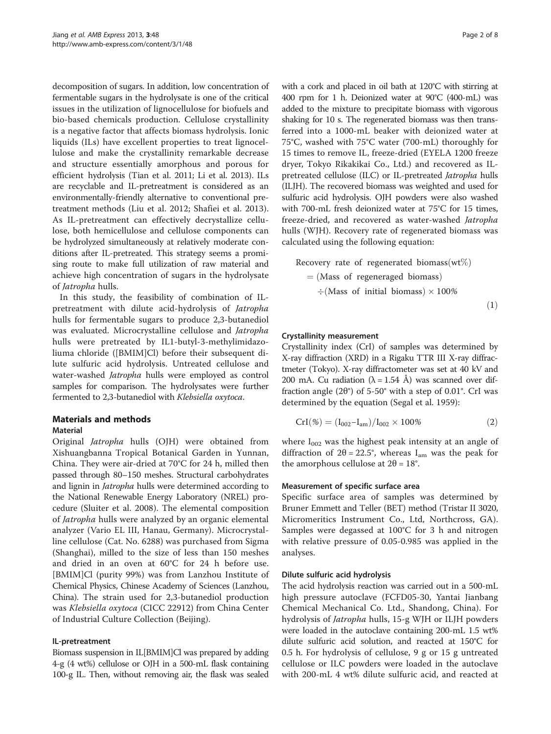decomposition of sugars. In addition, low concentration of fermentable sugars in the hydrolysate is one of the critical issues in the utilization of lignocellulose for biofuels and bio-based chemicals production. Cellulose crystallinity is a negative factor that affects biomass hydrolysis. Ionic liquids (ILs) have excellent properties to treat lignocellulose and make the crystallinity remarkable decrease and structure essentially amorphous and porous for efficient hydrolysis (Tian et al. 2011; Li et al. 2013). ILs are recyclable and IL-pretreatment is considered as an environmentally-friendly alternative to conventional pretreatment methods (Liu et al. 2012; Shafiei et al. 2013). As IL-pretreatment can effectively decrystallize cellulose, both hemicellulose and cellulose components can be hydrolyzed simultaneously at relatively moderate conditions after IL-pretreated. This strategy seems a promising route to make full utilization of raw material and achieve high concentration of sugars in the hydrolysate of *Jatropha* hulls.

In this study, the feasibility of combination of IL-pretreatment with dilute acid-hydrolysis of *Jatropha* hulls for fermentable sugars to produce 2,3-butanediol was evaluated. Microcrystalline cellulose and *Jatropha* hulls were pretreated by IL1-butyl-3-methylimidazoliuma chloride ([BMIM]Cl) before their subsequent dilute sulfuric acid hydrolysis. Untreated cellulose and water-washed *Jatropha* hulls were employed as control samples for comparison. The hydrolysates were further fermented to 2,3-butanediol with *Klebsiella oxytoca*.

## Materials and methods

### Material

Original *Jatropha* hulls (OJH) were obtained from Xishuangbanna Tropical Botanical Garden in Yunnan, China. They were air-dried at 70°C for 24 h, milled then passed through 80–150 meshes. Structural carbohydrates and lignin in *Jatropha* hulls were determined according to the National Renewable Energy Laboratory (NREL) procedure (Sluiter et al. 2008). The elemental composition of *Jatropha* hulls were analyzed by an organic elemental analyzer (Vario EL III, Hanau, Germany). Microcrystalline cellulose (Cat. No. 6288) was purchased from Sigma (Shanghai), milled to the size of less than 150 meshes and dried in an oven at 60°C for 24 h before use. [BMIM]Cl (purity 99%) was from Lanzhou Institute of Chemical Physics, Chinese Academy of Sciences (Lanzhou, China). The strain used for 2,3-butanediol production was *Klebsiella oxytoca* (CICC 22912) from China Center of Industrial Culture Collection (Beijing).

### IL-pretreatment

Biomass suspension in IL[BMIM]Cl was prepared by adding 4-g (4 wt%) cellulose or OJH in a 500-mL flask containing 100-g IL. Then, without removing air, the flask was sealed with a cork and placed in oil bath at 120°C with stirring at 400 rpm for 1 h. Deionized water at 90°C (400-mL) was added to the mixture to precipitate biomass with vigorous shaking for 10 s. The regenerated biomass was then transferred into a 1000-mL beaker with deionized water at 75°C, washed with 75°C water (700-mL) thoroughly for 15 times to remove IL, freeze-dried (EYELA 1200 freeze dryer, Tokyo Rikakikai Co., Ltd.) and recovered as IL-pretreated cellulose (ILC) or IL-pretreated *Jatropha* hulls (ILJH). The recovered biomass was weighted and used for sulfuric acid hydrolysis. OJH powders were also washed with 700-mL fresh deionized water at 75°C for 15 times, freeze-dried, and recovered as water-washed *Jatropha* hulls (WJH). Recovery rate of regenerated biomass was calculated using the following equation:

$$\begin{aligned} &\text{Recovery rate of regenerated biomass(wt\%)} \\ &\quad = (\text{Mass of regeneraged biomass}) \\ &\quad\quad \div (\text{Mass of initial biomass}) \times 100\% \end{aligned} \tag{1}$$

### Crystallinity measurement

Crystallinity index (CrI) of samples was determined by X-ray diffraction (XRD) in a Rigaku TTR III X-ray diffractmeter (Tokyo). X-ray diffractometer was set at 40 kV and 200 mA. Cu radiation (λ = 1.54 Å) was scanned over diffraction angle (2θ°) of 5-50° with a step of 0.01°. CrI was determined by the equation (Segal et al. 1959):

$$\text{CrI}(\%) = (I_{002} - I_{am}) / I_{002} \times 100\% \tag{2}$$

where $I_{002}$ was the highest peak intensity at an angle of diffraction of 2θ = 22.5°, whereas $I_{am}$ was the peak for the amorphous cellulose at 2θ = 18°.

### Measurement of specific surface area

Specific surface area of samples was determined by Bruner Emmett and Teller (BET) method (Tristar II 3020, Micromeritics Instrument Co., Ltd, Northcross, GA). Samples were degassed at 100°C for 3 h and nitrogen with relative pressure of 0.05-0.985 was applied in the analyses.

### Dilute sulfuric acid hydrolysis

The acid hydrolysis reaction was carried out in a 500-mL high pressure autoclave (FCFD05-30, Yantai Jianbang Chemical Mechanical Co. Ltd., Shandong, China). For hydrolysis of *Jatropha* hulls, 15-g WJH or ILJH powders were loaded in the autoclave containing 200-mL 1.5 wt% dilute sulfuric acid solution, and reacted at 150°C for 0.5 h. For hydrolysis of cellulose, 9 g or 15 g untreated cellulose or ILC powders were loaded in the autoclave with 200-mL 4 wt% dilute sulfuric acid, and reacted at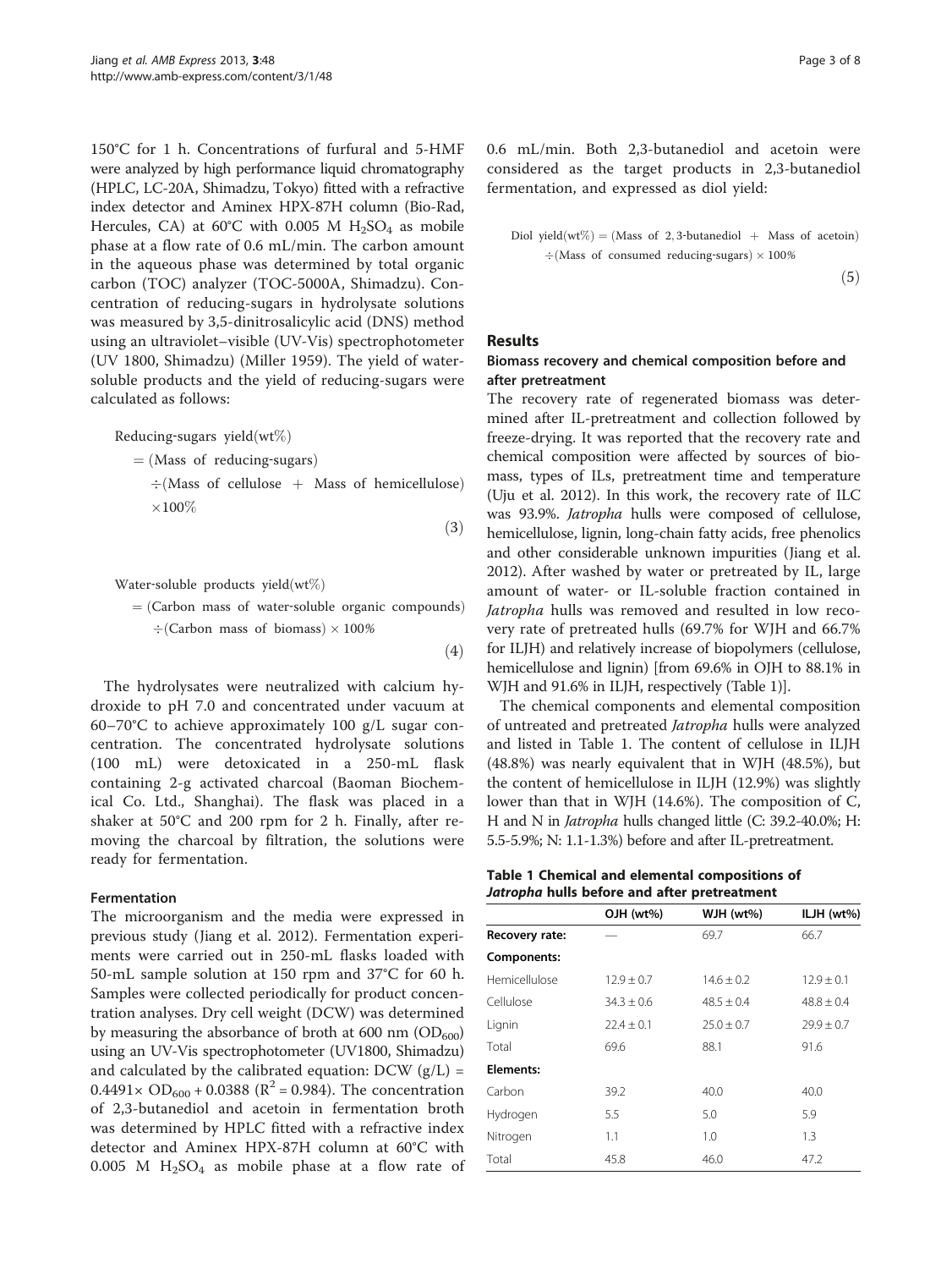150°C for 1 h. Concentrations of furfural and 5-HMF were analyzed by high performance liquid chromatography (HPLC, LC-20A, Shimadzu, Tokyo) fitted with a refractive index detector and Aminex HPX-87H column (Bio-Rad, Hercules, CA) at 60°C with 0.005 M $H_2SO_4$ as mobile phase at a flow rate of 0.6 mL/min. The carbon amount in the aqueous phase was determined by total organic carbon (TOC) analyzer (TOC-5000A, Shimadzu). Concentration of reducing-sugars in hydrolysate solutions was measured by 3,5-dinitrosalicylic acid (DNS) method using an ultraviolet–visible (UV-Vis) spectrophotometer (UV 1800, Shimadzu) (Miller 1959). The yield of water-soluble products and the yield of reducing-sugars were calculated as follows:

$$\text{Reducing-sugars yield(wt\%)} = (\text{Mass of reducing-sugars}) \div (\text{Mass of cellulose} + \text{Mass of hemicellulose}) \times 100\% \quad (3)$$

$$\text{Water-soluble products yield(wt\%)} = (\text{Carbon mass of water-soluble organic compounds}) \div (\text{Carbon mass of biomass}) \times 100\% \quad (4)$$

The hydrolysates were neutralized with calcium hydroxide to pH 7.0 and concentrated under vacuum at 60–70°C to achieve approximately 100 g/L sugar concentration. The concentrated hydrolysate solutions (100 mL) were detoxicated in a 250-mL flask containing 2-g activated charcoal (Baoman Biochemical Co. Ltd., Shanghai). The flask was placed in a shaker at 50°C and 200 rpm for 2 h. Finally, after removing the charcoal by filtration, the solutions were ready for fermentation.

### Fermentation

The microorganism and the media were expressed in previous study (Jiang et al. 2012). Fermentation experiments were carried out in 250-mL flasks loaded with 50-mL sample solution at 150 rpm and 37°C for 60 h. Samples were collected periodically for product concentration analyses. Dry cell weight (DCW) was determined by measuring the absorbance of broth at 600 nm ($OD_{600}$) using an UV-Vis spectrophotometer (UV1800, Shimadzu) and calculated by the calibrated equation: DCW (g/L) = $0.4491\times OD_{600} + 0.0388$ ($R^2 = 0.984$). The concentration of 2,3-butanediol and acetoin in fermentation broth was determined by HPLC fitted with a refractive index detector and Aminex HPX-87H column at 60°C with 0.005 M $H_2SO_4$ as mobile phase at a flow rate of 0.6 mL/min. Both 2,3-butanediol and acetoin were considered as the target products in 2,3-butanediol fermentation, and expressed as diol yield:

$$\text{Diol yield(wt\%)} = (\text{Mass of 2,3-butanediol} + \text{Mass of acetoin}) \div (\text{Mass of consumed reducing-sugars}) \times 100\% \quad (5)$$

## Results

### Biomass recovery and chemical composition before and after pretreatment

The recovery rate of regenerated biomass was determined after IL-pretreatment and collection followed by freeze-drying. It was reported that the recovery rate and chemical composition were affected by sources of biomass, types of ILs, pretreatment time and temperature (Uju et al. 2012). In this work, the recovery rate of ILC was 93.9%. *Jatropha* hulls were composed of cellulose, hemicellulose, lignin, long-chain fatty acids, free phenolics and other considerable unknown impurities (Jiang et al. 2012). After washed by water or pretreated by IL, large amount of water- or IL-soluble fraction contained in *Jatropha* hulls was removed and resulted in low recovery rate of pretreated hulls (69.7% for WJH and 66.7% for ILJH) and relatively increase of biopolymers (cellulose, hemicellulose and lignin) [from 69.6% in OJH to 88.1% in WJH and 91.6% in ILJH, respectively (Table 1)].

The chemical components and elemental composition of untreated and pretreated *Jatropha* hulls were analyzed and listed in Table 1. The content of cellulose in ILJH (48.8%) was nearly equivalent that in WJH (48.5%), but the content of hemicellulose in ILJH (12.9%) was slightly lower than that in WJH (14.6%). The composition of C, H and N in *Jatropha* hulls changed little (C: 39.2-40.0%; H: 5.5-5.9%; N: 1.1-1.3%) before and after IL-pretreatment.

**Table 1 Chemical and elemental compositions of *Jatropha* hulls before and after pretreatment**

| | OJH (wt%) | WJH (wt%) | ILJH (wt%) |
|---|---|---|---|
| **Recovery rate:** | — | 69.7 | 66.7 |
| **Components:** | | | |
| Hemicellulose | 12.9 ± 0.7 | 14.6 ± 0.2 | 12.9 ± 0.1 |
| Cellulose | 34.3 ± 0.6 | 48.5 ± 0.4 | 48.8 ± 0.4 |
| Lignin | 22.4 ± 0.1 | 25.0 ± 0.7 | 29.9 ± 0.7 |
| Total | 69.6 | 88.1 | 91.6 |
| **Elements:** | | | |
| Carbon | 39.2 | 40.0 | 40.0 |
| Hydrogen | 5.5 | 5.0 | 5.9 |
| Nitrogen | 1.1 | 1.0 | 1.3 |
| Total | 45.8 | 46.0 | 47.2 |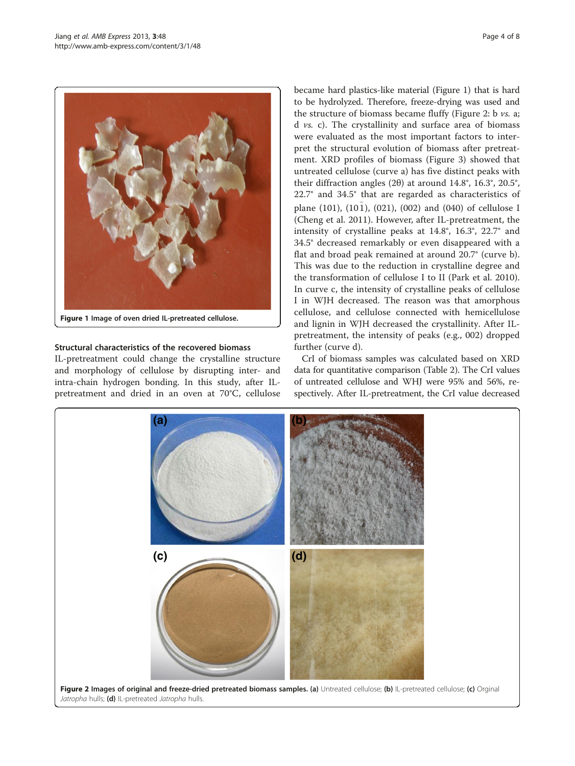Figure 1 Image of oven dried IL-pretreated cellulose.

## Structural characteristics of the recovered biomass

IL-pretreatment could change the crystalline structure and morphology of cellulose by disrupting inter- and intra-chain hydrogen bonding. In this study, after IL-pretreatment and dried in an oven at 70°C, cellulose became hard plastics-like material (Figure 1) that is hard to be hydrolyzed. Therefore, freeze-drying was used and the structure of biomass became fluffy (Figure 2: b *vs.* a; d *vs.* c). The crystallinity and surface area of biomass were evaluated as the most important factors to interpret the structural evolution of biomass after pretreatment. XRD profiles of biomass (Figure 3) showed that untreated cellulose (curve a) has five distinct peaks with their diffraction angles (2θ) at around 14.8°, 16.3°, 20.5°, 22.7° and 34.5° that are regarded as characteristics of plane (101), ($10\bar{1}$), (021), (002) and (040) of cellulose I (Cheng et al. 2011). However, after IL-pretreatment, the intensity of crystalline peaks at 14.8°, 16.3°, 22.7° and 34.5° decreased remarkably or even disappeared with a flat and broad peak remained at around 20.7° (curve b). This was due to the reduction in crystalline degree and the transformation of cellulose I to II (Park et al. 2010). In curve c, the intensity of crystalline peaks of cellulose I in WJH decreased. The reason was that amorphous cellulose, and cellulose connected with hemicellulose and lignin in WJH decreased the crystallinity. After IL-pretreatment, the intensity of peaks (e.g., 002) dropped further (curve d).

CrI of biomass samples was calculated based on XRD data for quantitative comparison (Table 2). The CrI values of untreated cellulose and WHJ were 95% and 56%, respectively. After IL-pretreatment, the CrI value decreased

Figure 2 Images of original and freeze-dried pretreated biomass samples. (a) Untreated cellulose; (b) IL-pretreated cellulose; (c) Orginal *Jatropha* hulls; (d) IL-pretreated *Jatropha* hulls.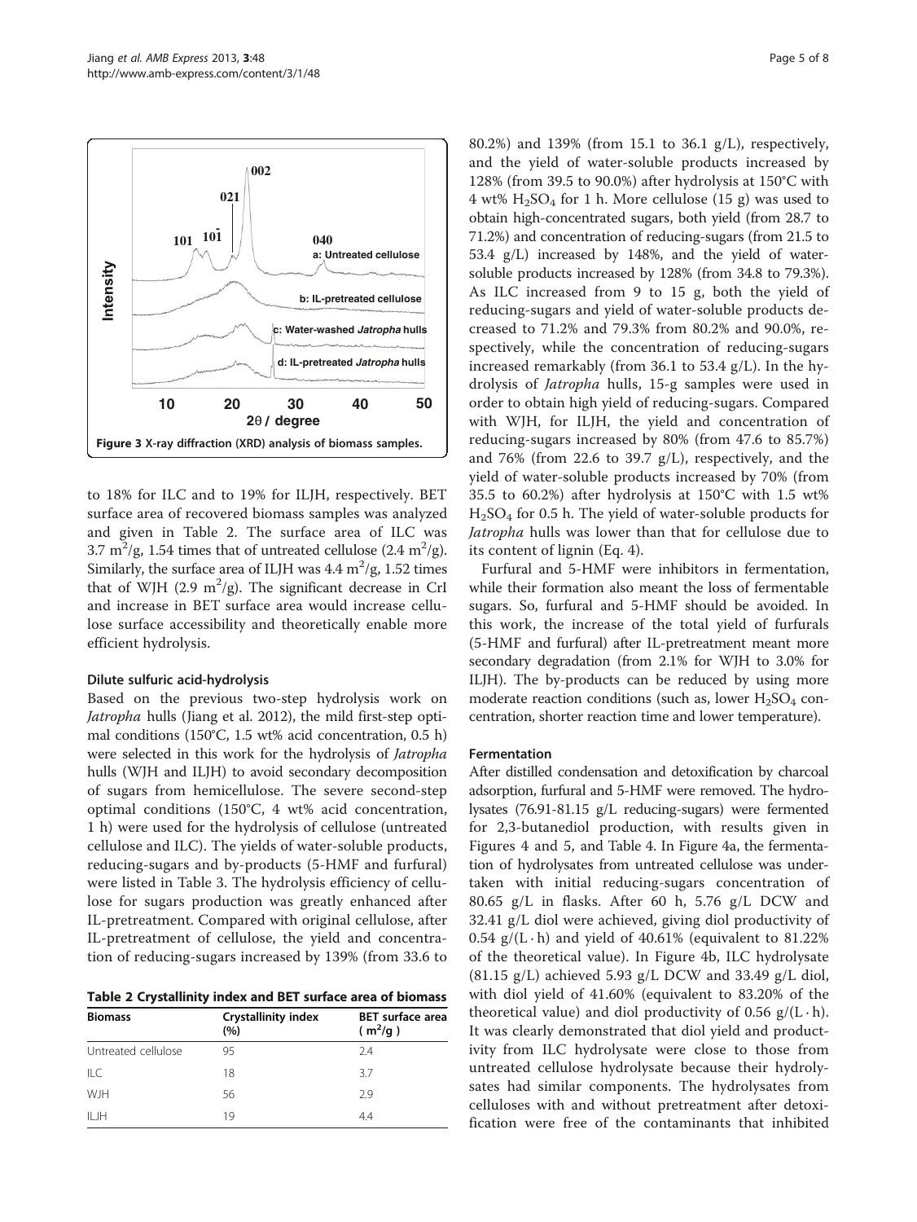Figure 3 X-ray diffraction (XRD) analysis of biomass samples.

to 18% for ILC and to 19% for ILJH, respectively. BET surface area of recovered biomass samples was analyzed and given in Table 2. The surface area of ILC was 3.7 $m^2/g$, 1.54 times that of untreated cellulose (2.4 $m^2/g$). Similarly, the surface area of ILJH was 4.4 $m^2/g$, 1.52 times that of WJH (2.9 $m^2/g$). The significant decrease in CrI and increase in BET surface area would increase cellulose surface accessibility and theoretically enable more efficient hydrolysis.

### Dilute sulfuric acid-hydrolysis

Based on the previous two-step hydrolysis work on *Jatropha* hulls (Jiang et al. 2012), the mild first-step optimal conditions (150°C, 1.5 wt% acid concentration, 0.5 h) were selected in this work for the hydrolysis of *Jatropha* hulls (WJH and ILJH) to avoid secondary decomposition of sugars from hemicellulose. The severe second-step optimal conditions (150°C, 4 wt% acid concentration, 1 h) were used for the hydrolysis of cellulose (untreated cellulose and ILC). The yields of water-soluble products, reducing-sugars and by-products (5-HMF and furfural) were listed in Table 3. The hydrolysis efficiency of cellulose for sugars production was greatly enhanced after IL-pretreatment. Compared with original cellulose, after IL-pretreatment of cellulose, the yield and concentration of reducing-sugars increased by 139% (from 33.6 to 80.2%) and 139% (from 15.1 to 36.1 g/L), respectively, and the yield of water-soluble products increased by 128% (from 39.5 to 90.0%) after hydrolysis at 150°C with 4 wt% $H_2SO_4$ for 1 h. More cellulose (15 g) was used to obtain high-concentrated sugars, both yield (from 28.7 to 71.2%) and concentration of reducing-sugars (from 21.5 to 53.4 g/L) increased by 148%, and the yield of water-soluble products increased by 128% (from 34.8 to 79.3%). As ILC increased from 9 to 15 g, both the yield of reducing-sugars and yield of water-soluble products decreased to 71.2% and 79.3% from 80.2% and 90.0%, respectively, while the concentration of reducing-sugars increased remarkably (from 36.1 to 53.4 g/L). In the hydrolysis of *Jatropha* hulls, 15-g samples were used in order to obtain high yield of reducing-sugars. Compared with WJH, for ILJH, the yield and concentration of reducing-sugars increased by 80% (from 47.6 to 85.7%) and 76% (from 22.6 to 39.7 g/L), respectively, and the yield of water-soluble products increased by 70% (from 35.5 to 60.2%) after hydrolysis at 150°C with 1.5 wt% $H_2SO_4$ for 0.5 h. The yield of water-soluble products for *Jatropha* hulls was lower than that for cellulose due to its content of lignin (Eq. 4).

**Table 2 Crystallinity index and BET surface area of biomass**

| Biomass | Crystallinity index (%) | BET surface area ($m^2/g$) |
|---|---|---|
| Untreated cellulose | 95 | 2.4 |
| ILC | 18 | 3.7 |
| WJH | 56 | 2.9 |
| ILJH | 19 | 4.4 |

Furfural and 5-HMF were inhibitors in fermentation, while their formation also meant the loss of fermentable sugars. So, furfural and 5-HMF should be avoided. In this work, the increase of the total yield of furfurals (5-HMF and furfural) after IL-pretreatment meant more secondary degradation (from 2.1% for WJH to 3.0% for ILJH). The by-products can be reduced by using more moderate reaction conditions (such as, lower $H_2SO_4$ concentration, shorter reaction time and lower temperature).

### Fermentation

After distilled condensation and detoxification by charcoal adsorption, furfural and 5-HMF were removed. The hydrolysates (76.91-81.15 g/L reducing-sugars) were fermented for 2,3-butanediol production, with results given in Figures 4 and 5, and Table 4. In Figure 4a, the fermentation of hydrolysates from untreated cellulose was undertaken with initial reducing-sugars concentration of 80.65 g/L in flasks. After 60 h, 5.76 g/L DCW and 32.41 g/L diol were achieved, giving diol productivity of 0.54 $g/(L \cdot h)$ and yield of 40.61% (equivalent to 81.22% of the theoretical value). In Figure 4b, ILC hydrolysate (81.15 g/L) achieved 5.93 g/L DCW and 33.49 g/L diol, with diol yield of 41.60% (equivalent to 83.20% of the theoretical value) and diol productivity of 0.56 $g/(L \cdot h)$. It was clearly demonstrated that diol yield and productivity from ILC hydrolysate were close to those from untreated cellulose hydrolysate because their hydrolysates had similar components. The hydrolysates from celluloses with and without pretreatment after detoxification were free of the contaminants that inhibited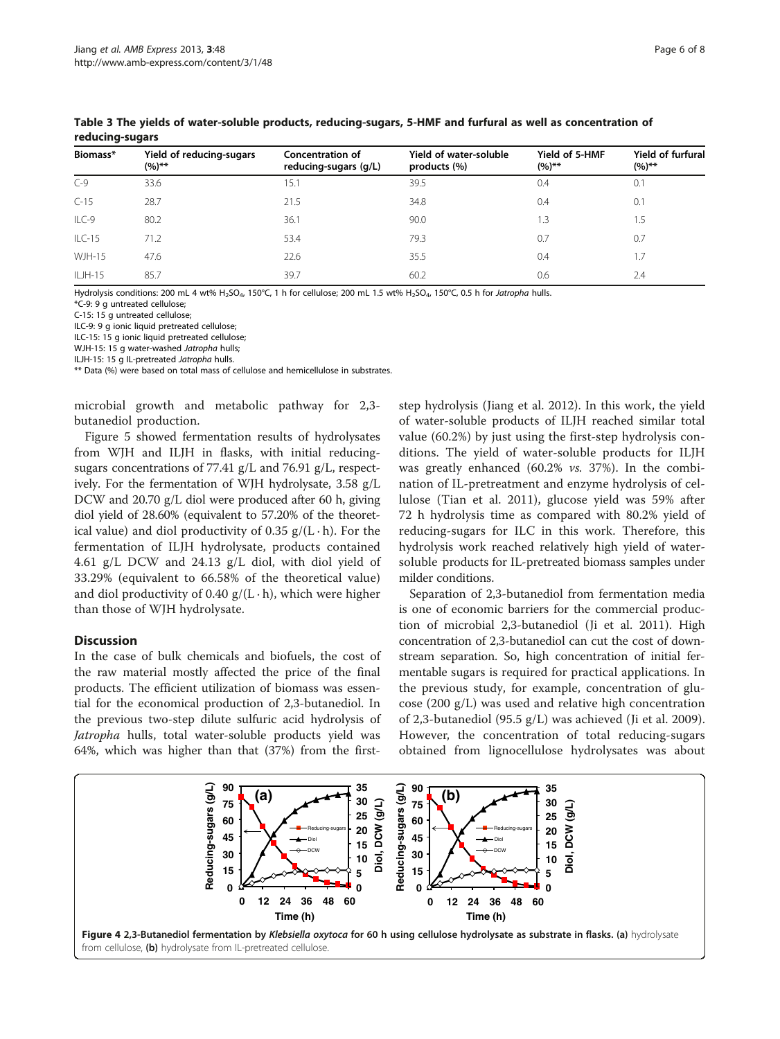**Table 3 The yields of water-soluble products, reducing-sugars, 5-HMF and furfural as well as concentration of reducing-sugars**

| Biomass* | Yield of reducing-sugars (%)** | Concentration of reducing-sugars (g/L) | Yield of water-soluble products (%) | Yield of 5-HMF (%)** | Yield of furfural (%)** |
|---|---|---|---|---|---|
| C-9 | 33.6 | 15.1 | 39.5 | 0.4 | 0.1 |
| C-15 | 28.7 | 21.5 | 34.8 | 0.4 | 0.1 |
| ILC-9 | 80.2 | 36.1 | 90.0 | 1.3 | 1.5 |
| ILC-15 | 71.2 | 53.4 | 79.3 | 0.7 | 0.7 |
| WJH-15 | 47.6 | 22.6 | 35.5 | 0.4 | 1.7 |
| ILJH-15 | 85.7 | 39.7 | 60.2 | 0.6 | 2.4 |

Hydrolysis conditions: 200 mL 4 wt% $H_2SO_4$, 150°C, 1 h for cellulose; 200 mL 1.5 wt% $H_2SO_4$, 150°C, 0.5 h for *Jatropha* hulls.
*C-9: 9 g untreated cellulose;
C-15: 15 g untreated cellulose;
ILC-9: 9 g ionic liquid pretreated cellulose;
ILC-15: 15 g ionic liquid pretreated cellulose;
WJH-15: 15 g water-washed *Jatropha* hulls;
ILJH-15: 15 g IL-pretreated *Jatropha* hulls.
** Data (%) were based on total mass of cellulose and hemicellulose in substrates.

microbial growth and metabolic pathway for 2,3-butanediol production.

Figure 5 showed fermentation results of hydrolysates from WJH and ILJH in flasks, with initial reducing-sugars concentrations of 77.41 g/L and 76.91 g/L, respectively. For the fermentation of WJH hydrolysate, 3.58 g/L DCW and 20.70 g/L diol were produced after 60 h, giving diol yield of 28.60% (equivalent to 57.20% of the theoretical value) and diol productivity of 0.35 g/(L · h). For the fermentation of ILJH hydrolysate, products contained 4.61 g/L DCW and 24.13 g/L diol, with diol yield of 33.29% (equivalent to 66.58% of the theoretical value) and diol productivity of 0.40 g/(L · h), which were higher than those of WJH hydrolysate.

## Discussion

In the case of bulk chemicals and biofuels, the cost of the raw material mostly affected the price of the final products. The efficient utilization of biomass was essential for the economical production of 2,3-butanediol. In the previous two-step dilute sulfuric acid hydrolysis of *Jatropha* hulls, total water-soluble products yield was 64%, which was higher than that (37%) from the first-step hydrolysis (Jiang et al. 2012). In this work, the yield of water-soluble products of ILJH reached similar total value (60.2%) by just using the first-step hydrolysis conditions. The yield of water-soluble products for ILJH was greatly enhanced (60.2% *vs.* 37%). In the combination of IL-pretreatment and enzyme hydrolysis of cellulose (Tian et al. 2011), glucose yield was 59% after 72 h hydrolysis time as compared with 80.2% yield of reducing-sugars for ILC in this work. Therefore, this hydrolysis work reached relatively high yield of water-soluble products for IL-pretreated biomass samples under milder conditions.

Separation of 2,3-butanediol from fermentation media is one of economic barriers for the commercial production of microbial 2,3-butanediol (Ji et al. 2011). High concentration of 2,3-butanediol can cut the cost of downstream separation. So, high concentration of initial fermentable sugars is required for practical applications. In the previous study, for example, concentration of glucose (200 g/L) was used and relative high concentration of 2,3-butanediol (95.5 g/L) was achieved (Ji et al. 2009). However, the concentration of total reducing-sugars obtained from lignocellulose hydrolysates was about

**Figure 4** 2,3-Butanediol fermentation by *Klebsiella oxytoca* for 60 h using cellulose hydrolysate as substrate in flasks. **(a)** hydrolysate from cellulose, **(b)** hydrolysate from IL-pretreated cellulose.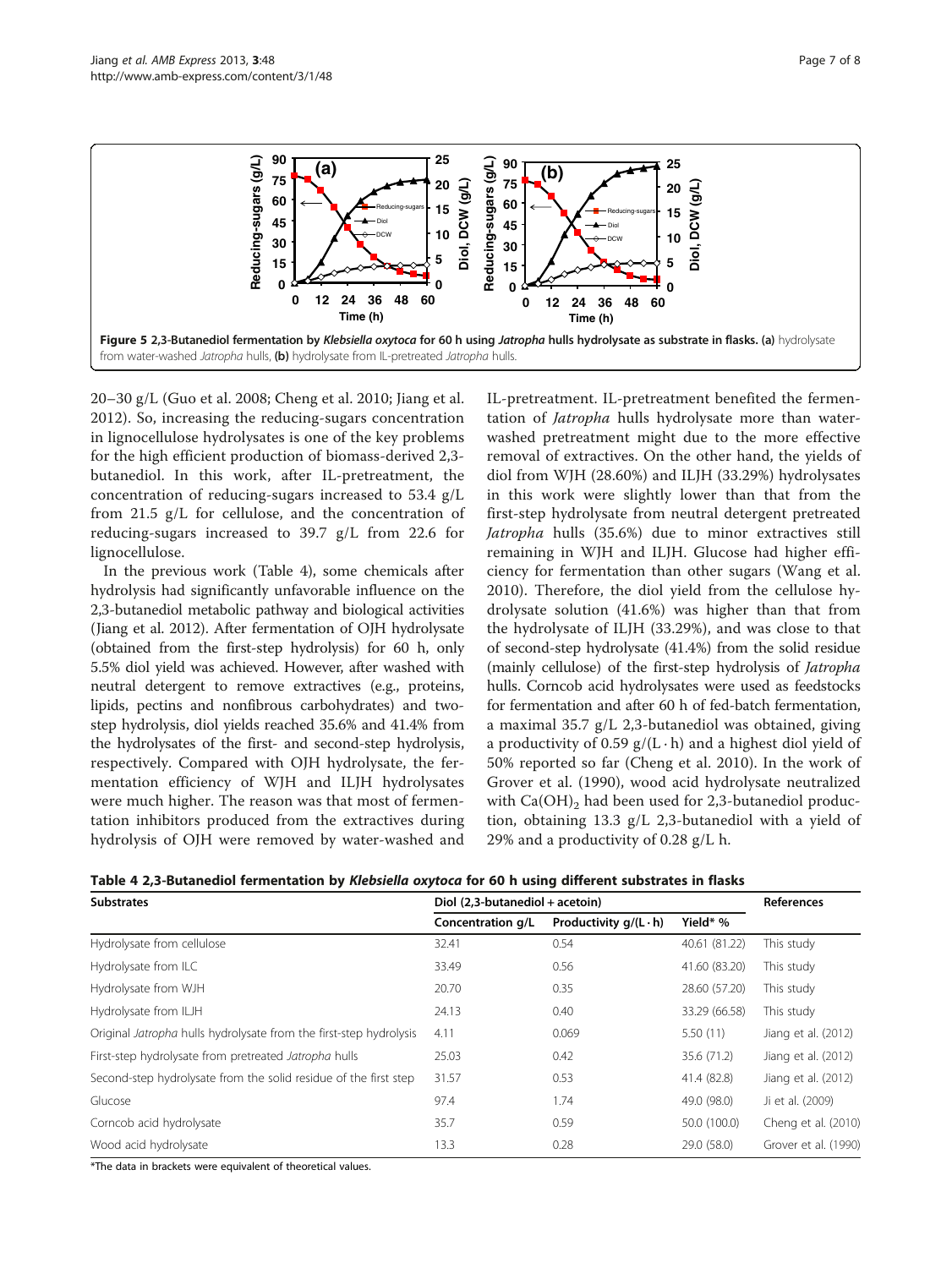Figure 5 2,3-Butanediol fermentation by *Klebsiella oxytoca* for 60 h using *Jatropha* hulls hydrolysate as substrate in flasks. (a) hydrolysate from water-washed *Jatropha* hulls, (b) hydrolysate from IL-pretreated *Jatropha* hulls.

20–30 g/L (Guo et al. 2008; Cheng et al. 2010; Jiang et al. 2012). So, increasing the reducing-sugars concentration in lignocellulose hydrolysates is one of the key problems for the high efficient production of biomass-derived 2,3-butanediol. In this work, after IL-pretreatment, the concentration of reducing-sugars increased to 53.4 g/L from 21.5 g/L for cellulose, and the concentration of reducing-sugars increased to 39.7 g/L from 22.6 for lignocellulose.

In the previous work (Table 4), some chemicals after hydrolysis had significantly unfavorable influence on the 2,3-butanediol metabolic pathway and biological activities (Jiang et al. 2012). After fermentation of OJH hydrolysate (obtained from the first-step hydrolysis) for 60 h, only 5.5% diol yield was achieved. However, after washed with neutral detergent to remove extractives (e.g., proteins, lipids, pectins and nonfibrous carbohydrates) and two-step hydrolysis, diol yields reached 35.6% and 41.4% from the hydrolysates of the first- and second-step hydrolysis, respectively. Compared with OJH hydrolysate, the fermentation efficiency of WJH and ILJH hydrolysates were much higher. The reason was that most of fermentation inhibitors produced from the extractives during hydrolysis of OJH were removed by water-washed and IL-pretreatment. IL-pretreatment benefited the fermentation of *Jatropha* hulls hydrolysate more than water-washed pretreatment might due to the more effective removal of extractives. On the other hand, the yields of diol from WJH (28.60%) and ILJH (33.29%) hydrolysates in this work were slightly lower than that from the first-step hydrolysate from neutral detergent pretreated *Jatropha* hulls (35.6%) due to minor extractives still remaining in WJH and ILJH. Glucose had higher efficiency for fermentation than other sugars (Wang et al. 2010). Therefore, the diol yield from the cellulose hydrolysate solution (41.6%) was higher than that from the hydrolysate of ILJH (33.29%), and was close to that of second-step hydrolysate (41.4%) from the solid residue (mainly cellulose) of the first-step hydrolysis of *Jatropha* hulls. Corncob acid hydrolysates were used as feedstocks for fermentation and after 60 h of fed-batch fermentation, a maximal 35.7 g/L 2,3-butanediol was obtained, giving a productivity of 0.59 g/(L · h) and a highest diol yield of 50% reported so far (Cheng et al. 2010). In the work of Grover et al. (1990), wood acid hydrolysate neutralized with $Ca(OH)_2$ had been used for 2,3-butanediol production, obtaining 13.3 g/L 2,3-butanediol with a yield of 29% and a productivity of 0.28 g/L h.

**Table 4 2,3-Butanediol fermentation by *Klebsiella oxytoca* for 60 h using different substrates in flasks**

| Substrates | Diol (2,3-butanediol + acetoin) | | | References |
|---|---|---|---|---|
| | Concentration g/L | Productivity g/(L · h) | Yield* % | |
| Hydrolysate from cellulose | 32.41 | 0.54 | 40.61 (81.22) | This study |
| Hydrolysate from ILC | 33.49 | 0.56 | 41.60 (83.20) | This study |
| Hydrolysate from WJH | 20.70 | 0.35 | 28.60 (57.20) | This study |
| Hydrolysate from ILJH | 24.13 | 0.40 | 33.29 (66.58) | This study |
| Original *Jatropha* hulls hydrolysate from the first-step hydrolysis | 4.11 | 0.069 | 5.50 (11) | Jiang et al. (2012) |
| First-step hydrolysate from pretreated *Jatropha* hulls | 25.03 | 0.42 | 35.6 (71.2) | Jiang et al. (2012) |
| Second-step hydrolysate from the solid residue of the first step | 31.57 | 0.53 | 41.4 (82.8) | Jiang et al. (2012) |
| Glucose | 97.4 | 1.74 | 49.0 (98.0) | Ji et al. (2009) |
| Corncob acid hydrolysate | 35.7 | 0.59 | 50.0 (100.0) | Cheng et al. (2010) |
| Wood acid hydrolysate | 13.3 | 0.28 | 29.0 (58.0) | Grover et al. (1990) |

*The data in brackets were equivalent of theoretical values.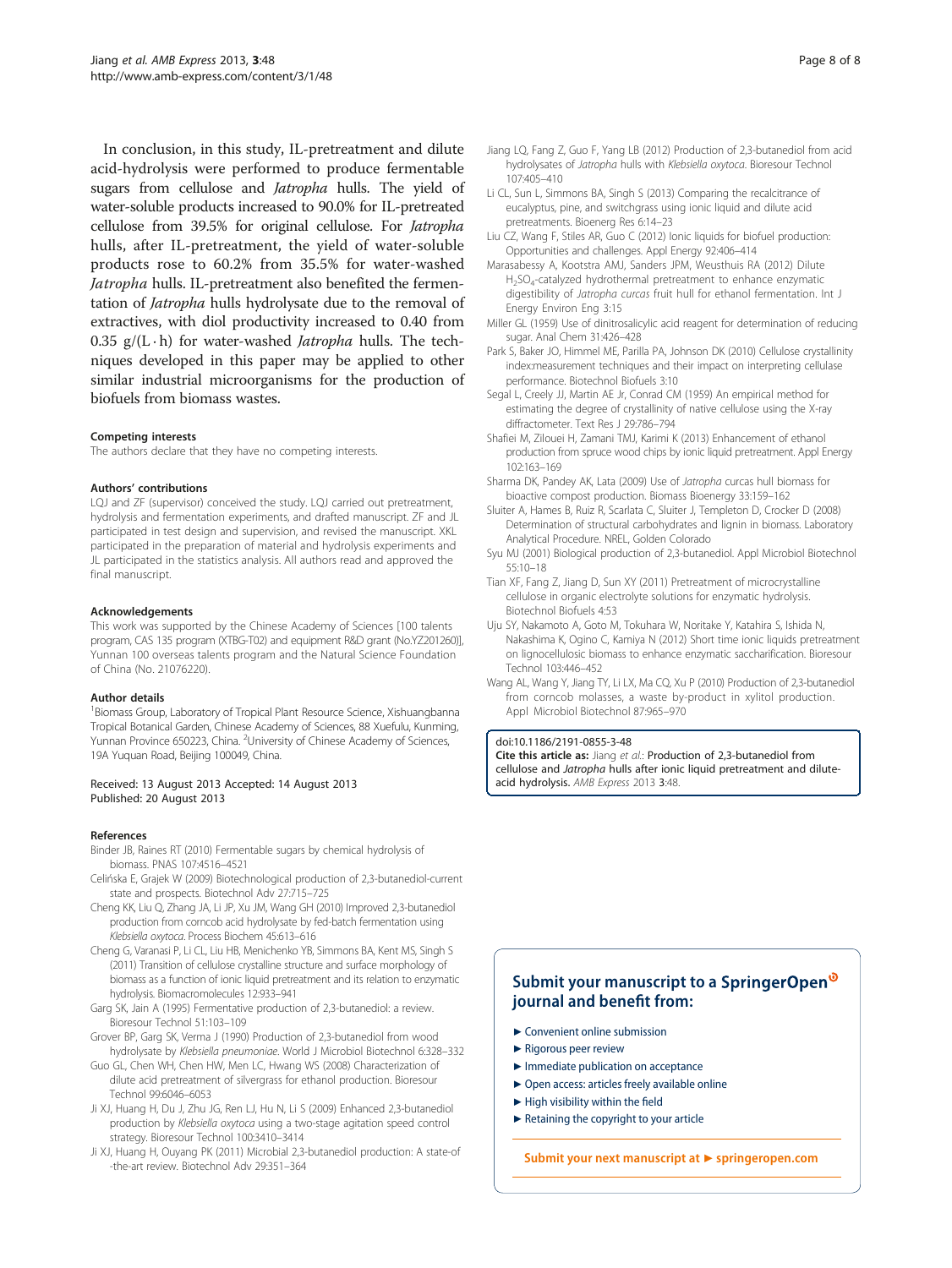In conclusion, in this study, IL-pretreatment and dilute acid-hydrolysis were performed to produce fermentable sugars from cellulose and *Jatropha* hulls. The yield of water-soluble products increased to 90.0% for IL-pretreated cellulose from 39.5% for original cellulose. For *Jatropha* hulls, after IL-pretreatment, the yield of water-soluble products rose to 60.2% from 35.5% for water-washed *Jatropha* hulls. IL-pretreatment also benefited the fermentation of *Jatropha* hulls hydrolysate due to the removal of extractives, with diol productivity increased to 0.40 from 0.35 g/(L · h) for water-washed *Jatropha* hulls. The techniques developed in this paper may be applied to other similar industrial microorganisms for the production of biofuels from biomass wastes.

#### Competing interests

The authors declare that they have no competing interests.

#### Authors' contributions

LQJ and ZF (supervisor) conceived the study. LQJ carried out pretreatment, hydrolysis and fermentation experiments, and drafted manuscript. ZF and JL participated in test design and supervision, and revised the manuscript. XKL participated in the preparation of material and hydrolysis experiments and JL participated in the statistics analysis. All authors read and approved the final manuscript.

#### Acknowledgements

This work was supported by the Chinese Academy of Sciences [100 talents program, CAS 135 program (XTBG-T02) and equipment R&D grant (No.YZ201260)], Yunnan 100 overseas talents program and the Natural Science Foundation of China (No. 21076220).

#### Author details

[1]Biomass Group, Laboratory of Tropical Plant Resource Science, Xishuangbanna Tropical Botanical Garden, Chinese Academy of Sciences, 88 Xuefulu, Kunming, Yunnan Province 650223, China. [2]University of Chinese Academy of Sciences, 19A Yuquan Road, Beijing 100049, China.

Received: 13 August 2013 Accepted: 14 August 2013
Published: 20 August 2013

#### References

- Binder JB, Raines RT (2010) Fermentable sugars by chemical hydrolysis of biomass. PNAS 107:4516–4521
- Celińska E, Grajek W (2009) Biotechnological production of 2,3-butanediol-current state and prospects. Biotechnol Adv 27:715–725
- Cheng KK, Liu Q, Zhang JA, Li JP, Xu JM, Wang GH (2010) Improved 2,3-butanediol production from corncob acid hydrolysate by fed-batch fermentation using *Klebsiella oxytoca*. Process Biochem 45:613–616
- Cheng G, Varanasi P, Li CL, Liu HB, Menichenko YB, Simmons BA, Kent MS, Singh S (2011) Transition of cellulose crystalline structure and surface morphology of biomass as a function of ionic liquid pretreatment and its relation to enzymatic hydrolysis. Biomacromolecules 12:933–941
- Garg SK, Jain A (1995) Fermentative production of 2,3-butanediol: a review. Bioresour Technol 51:103–109
- Grover BP, Garg SK, Verma J (1990) Production of 2,3-butanediol from wood hydrolysate by *Klebsiella pneumoniae*. World J Microbiol Biotechnol 6:328–332
- Guo GL, Chen WH, Chen HW, Men LC, Hwang WS (2008) Characterization of dilute acid pretreatment of silvergrass for ethanol production. Bioresour Technol 99:6046–6053
- Ji XJ, Huang H, Du J, Zhu JG, Ren LJ, Hu N, Li S (2009) Enhanced 2,3-butanediol production by *Klebsiella oxytoca* using a two-stage agitation speed control strategy. Bioresour Technol 100:3410–3414
- Ji XJ, Huang H, Ouyang PK (2011) Microbial 2,3-butanediol production: A state-of-the-art review. Biotechnol Adv 29:351–364
- Jiang LQ, Fang Z, Guo F, Yang LB (2012) Production of 2,3-butanediol from acid hydrolysates of *Jatropha* hulls with *Klebsiella oxytoca*. Bioresour Technol 107:405–410
- Li CL, Sun L, Simmons BA, Singh S (2013) Comparing the recalcitrance of eucalyptus, pine, and switchgrass using ionic liquid and dilute acid pretreatments. Bioenerg Res 6:14–23
- Liu CZ, Wang F, Stiles AR, Guo C (2012) Ionic liquids for biofuel production: Opportunities and challenges. Appl Energy 92:406–414
- Marasabessy A, Kootstra AMJ, Sanders JPM, Weusthuis RA (2012) Dilute $H_2SO_4$-catalyzed hydrothermal pretreatment to enhance enzymatic digestibility of *Jatropha curcas* fruit hull for ethanol fermentation. Int J Energy Environ Eng 3:15
- Miller GL (1959) Use of dinitrosalicylic acid reagent for determination of reducing sugar. Anal Chem 31:426–428
- Park S, Baker JO, Himmel ME, Parilla PA, Johnson DK (2010) Cellulose crystallinity index:measurement techniques and their impact on interpreting cellulase performance. Biotechnol Biofuels 3:10
- Segal L, Creely JJ, Martin AE Jr, Conrad CM (1959) An empirical method for estimating the degree of crystallinity of native cellulose using the X-ray diffractometer. Text Res J 29:786–794
- Shafiei M, Zilouei H, Zamani TMJ, Karimi K (2013) Enhancement of ethanol production from spruce wood chips by ionic liquid pretreatment. Appl Energy 102:163–169
- Sharma DK, Pandey AK, Lata (2009) Use of *Jatropha* curcas hull biomass for bioactive compost production. Biomass Bioenergy 33:159–162
- Sluiter A, Hames B, Ruiz R, Scarlata C, Sluiter J, Templeton D, Crocker D (2008) Determination of structural carbohydrates and lignin in biomass. Laboratory Analytical Procedure. NREL, Golden Colorado
- Syu MJ (2001) Biological production of 2,3-butanediol. Appl Microbiol Biotechnol 55:10–18
- Tian XF, Fang Z, Jiang D, Sun XY (2011) Pretreatment of microcrystalline cellulose in organic electrolyte solutions for enzymatic hydrolysis. Biotechnol Biofuels 4:53
- Uju SY, Nakamoto A, Goto M, Tokuhara W, Noritake Y, Katahira S, Ishida N, Nakashima K, Ogino C, Kamiya N (2012) Short time ionic liquids pretreatment on lignocellulosic biomass to enhance enzymatic saccharification. Bioresour Technol 103:446–452
- Wang AL, Wang Y, Jiang TY, Li LX, Ma CQ, Xu P (2010) Production of 2,3-butanediol from corncob molasses, a waste by-product in xylitol production. Appl Microbiol Biotechnol 87:965–970

doi:10.1186/2191-0855-3-48
**Cite this article as:** Jiang *et al.*: Production of 2,3-butanediol from cellulose and *Jatropha* hulls after ionic liquid pretreatment and dilute-acid hydrolysis. *AMB Express* 2013 **3**:48.

**Submit your manuscript to a SpringerOpen journal and benefit from:**

- ► Convenient online submission
- ► Rigorous peer review
- ► Immediate publication on acceptance
- ► Open access: articles freely available online
- ► High visibility within the field
- ► Retaining the copyright to your article

**Submit your next manuscript at ► springeropen.com**